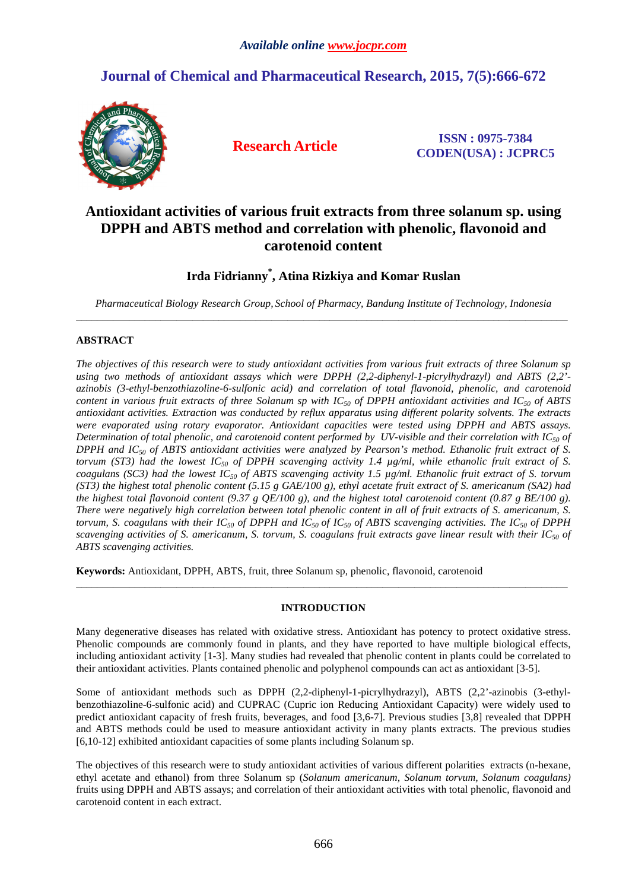*Available online www.jocpr.com*

# Journal of Chemical and Pharmaceutical Research, 2015, 7(5):666-672

**Research Article**

**ISSN : 0975-7384**
**CODEN(USA) : JCPRC5**

# Antioxidant activities of various fruit extracts from three solanum sp. using DPPH and ABTS method and correlation with phenolic, flavonoid and carotenoid content

**Irda Fidrianny*, Atina Rizkiya and Komar Ruslan**

*Pharmaceutical Biology Research Group, School of Pharmacy, Bandung Institute of Technology, Indonesia*

---

## ABSTRACT

*The objectives of this research were to study antioxidant activities from various fruit extracts of three Solanum sp using two methods of antioxidant assays which were DPPH (2,2-diphenyl-1-picrylhydrazyl) and ABTS (2,2'-azinobis (3-ethyl-benzothiazoline-6-sulfonic acid) and correlation of total flavonoid, phenolic, and carotenoid content in various fruit extracts of three Solanum sp with $IC_{50}$ of DPPH antioxidant activities and $IC_{50}$ of ABTS antioxidant activities. Extraction was conducted by reflux apparatus using different polarity solvents. The extracts were evaporated using rotary evaporator. Antioxidant capacities were tested using DPPH and ABTS assays. Determination of total phenolic, and carotenoid content performed by UV-visible and their correlation with $IC_{50}$ of DPPH and $IC_{50}$ of ABTS antioxidant activities were analyzed by Pearson's method. Ethanolic fruit extract of S. torvum (ST3) had the lowest $IC_{50}$ of DPPH scavenging activity 1.4 µg/ml, while ethanolic fruit extract of S. coagulans (SC3) had the lowest $IC_{50}$ of ABTS scavenging activity 1.5 µg/ml. Ethanolic fruit extract of S. torvum (ST3) the highest total phenolic content (5.15 g GAE/100 g), ethyl acetate fruit extract of S. americanum (SA2) had the highest total flavonoid content (9.37 g QE/100 g), and the highest total carotenoid content (0.87 g BE/100 g). There were negatively high correlation between total phenolic content in all of fruit extracts of S. americanum, S. torvum, S. coagulans with their $IC_{50}$ of DPPH and $IC_{50}$ of $IC_{50}$ of ABTS scavenging activities. The $IC_{50}$ of DPPH scavenging activities of S. americanum, S. torvum, S. coagulans fruit extracts gave linear result with their $IC_{50}$ of ABTS scavenging activities.*

**Keywords:** Antioxidant, DPPH, ABTS, fruit, three Solanum sp, phenolic, flavonoid, carotenoid

---

## INTRODUCTION

Many degenerative diseases has related with oxidative stress. Antioxidant has potency to protect oxidative stress. Phenolic compounds are commonly found in plants, and they have reported to have multiple biological effects, including antioxidant activity [1-3]. Many studies had revealed that phenolic content in plants could be correlated to their antioxidant activities. Plants contained phenolic and polyphenol compounds can act as antioxidant [3-5].

Some of antioxidant methods such as DPPH (2,2-diphenyl-1-picrylhydrazyl), ABTS (2,2'-azinobis (3-ethyl-benzothiazoline-6-sulfonic acid) and CUPRAC (Cupric ion Reducing Antioxidant Capacity) were widely used to predict antioxidant capacity of fresh fruits, beverages, and food [3,6-7]. Previous studies [3,8] revealed that DPPH and ABTS methods could be used to measure antioxidant activity in many plants extracts. The previous studies [6,10-12] exhibited antioxidant capacities of some plants including Solanum sp.

The objectives of this research were to study antioxidant activities of various different polarities extracts (n-hexane, ethyl acetate and ethanol) from three Solanum sp (*Solanum americanum, Solanum torvum, Solanum coagulans)* fruits using DPPH and ABTS assays; and correlation of their antioxidant activities with total phenolic, flavonoid and carotenoid content in each extract.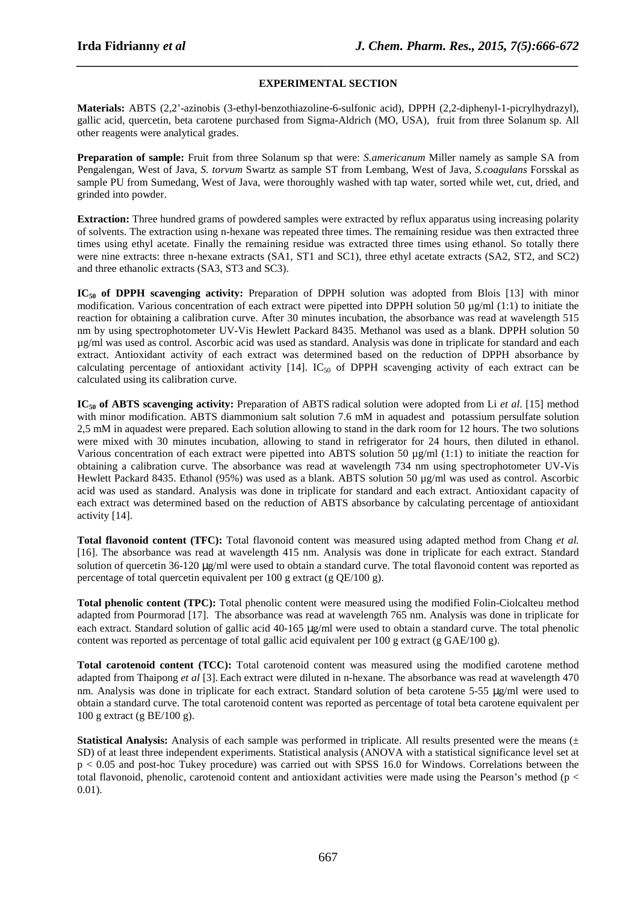## EXPERIMENTAL SECTION

**Materials:** ABTS (2,2'-azinobis (3-ethyl-benzothiazoline-6-sulfonic acid), DPPH (2,2-diphenyl-1-picrylhydrazyl), gallic acid, quercetin, beta carotene purchased from Sigma-Aldrich (MO, USA), fruit from three Solanum sp. All other reagents were analytical grades.

**Preparation of sample:** Fruit from three Solanum sp that were: *S.americanum* Miller namely as sample SA from Pengalengan, West of Java, *S. torvum* Swartz as sample ST from Lembang, West of Java, *S.coagulans* Forsskal as sample PU from Sumedang, West of Java, were thoroughly washed with tap water, sorted while wet, cut, dried, and grinded into powder.

**Extraction:** Three hundred grams of powdered samples were extracted by reflux apparatus using increasing polarity of solvents. The extraction using n-hexane was repeated three times. The remaining residue was then extracted three times using ethyl acetate. Finally the remaining residue was extracted three times using ethanol. So totally there were nine extracts: three n-hexane extracts (SA1, ST1 and SC1), three ethyl acetate extracts (SA2, ST2, and SC2) and three ethanolic extracts (SA3, ST3 and SC3).

**$IC_{50}$ of DPPH scavenging activity:** Preparation of DPPH solution was adopted from Blois [13] with minor modification. Various concentration of each extract were pipetted into DPPH solution 50 µg/ml (1:1) to initiate the reaction for obtaining a calibration curve. After 30 minutes incubation, the absorbance was read at wavelength 515 nm by using spectrophotometer UV-Vis Hewlett Packard 8435. Methanol was used as a blank. DPPH solution 50 µg/ml was used as control. Ascorbic acid was used as standard. Analysis was done in triplicate for standard and each extract. Antioxidant activity of each extract was determined based on the reduction of DPPH absorbance by calculating percentage of antioxidant activity [14]. $IC_{50}$ of DPPH scavenging activity of each extract can be calculated using its calibration curve.

**$IC_{50}$ of ABTS scavenging activity:** Preparation of ABTS radical solution were adopted from Li *et al.* [15] method with minor modification. ABTS diammonium salt solution 7.6 mM in aquadest and potassium persulfate solution 2,5 mM in aquadest were prepared. Each solution allowing to stand in the dark room for 12 hours. The two solutions were mixed with 30 minutes incubation, allowing to stand in refrigerator for 24 hours, then diluted in ethanol. Various concentration of each extract were pipetted into ABTS solution 50 µg/ml (1:1) to initiate the reaction for obtaining a calibration curve. The absorbance was read at wavelength 734 nm using spectrophotometer UV-Vis Hewlett Packard 8435. Ethanol (95%) was used as a blank. ABTS solution 50 µg/ml was used as control. Ascorbic acid was used as standard. Analysis was done in triplicate for standard and each extract. Antioxidant capacity of each extract was determined based on the reduction of ABTS absorbance by calculating percentage of antioxidant activity [14].

**Total flavonoid content (TFC):** Total flavonoid content was measured using adapted method from Chang *et al.* [16]. The absorbance was read at wavelength 415 nm. Analysis was done in triplicate for each extract. Standard solution of quercetin 36-120 µg/ml were used to obtain a standard curve. The total flavonoid content was reported as percentage of total quercetin equivalent per 100 g extract (g QE/100 g).

**Total phenolic content (TPC):** Total phenolic content were measured using the modified Folin-Ciolcalteu method adapted from Pourmorad [17]. The absorbance was read at wavelength 765 nm. Analysis was done in triplicate for each extract. Standard solution of gallic acid 40-165 µg/ml were used to obtain a standard curve. The total phenolic content was reported as percentage of total gallic acid equivalent per 100 g extract (g GAE/100 g).

**Total carotenoid content (TCC):** Total carotenoid content was measured using the modified carotene method adapted from Thaipong *et al* [3]. Each extract were diluted in n-hexane. The absorbance was read at wavelength 470 nm. Analysis was done in triplicate for each extract. Standard solution of beta carotene 5-55 µg/ml were used to obtain a standard curve. The total carotenoid content was reported as percentage of total beta carotene equivalent per 100 g extract (g BE/100 g).

**Statistical Analysis:** Analysis of each sample was performed in triplicate. All results presented were the means (± SD) of at least three independent experiments. Statistical analysis (ANOVA with a statistical significance level set at $p < 0.05$ and post-hoc Tukey procedure) was carried out with SPSS 16.0 for Windows. Correlations between the total flavonoid, phenolic, carotenoid content and antioxidant activities were made using the Pearson's method ($p < 0.01$).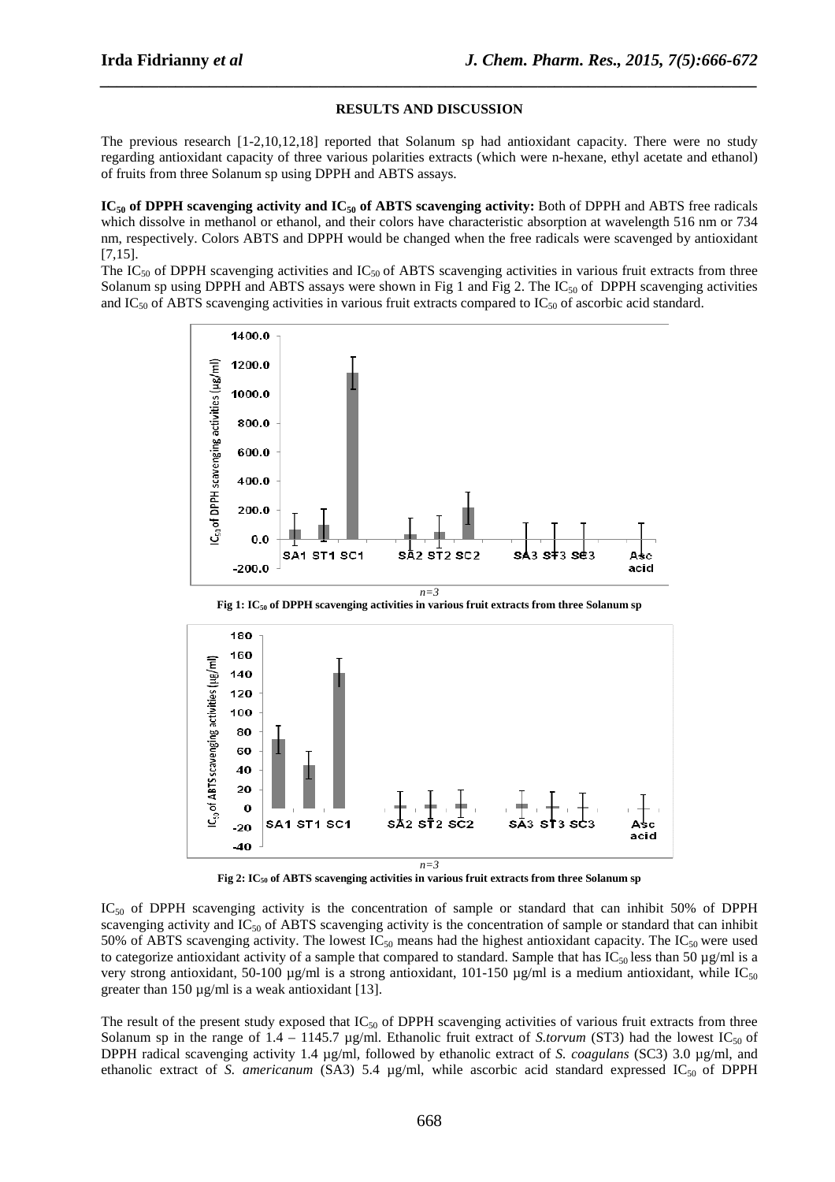## RESULTS AND DISCUSSION

The previous research [1-2,10,12,18] reported that Solanum sp had antioxidant capacity. There were no study regarding antioxidant capacity of three various polarities extracts (which were n-hexane, ethyl acetate and ethanol) of fruits from three Solanum sp using DPPH and ABTS assays.

**$IC_{50}$ of DPPH scavenging activity and $IC_{50}$ of ABTS scavenging activity:** Both of DPPH and ABTS free radicals which dissolve in methanol or ethanol, and their colors have characteristic absorption at wavelength 516 nm or 734 nm, respectively. Colors ABTS and DPPH would be changed when the free radicals were scavenged by antioxidant [7,15].

The $IC_{50}$ of DPPH scavenging activities and $IC_{50}$ of ABTS scavenging activities in various fruit extracts from three Solanum sp using DPPH and ABTS assays were shown in Fig 1 and Fig 2. The $IC_{50}$ of DPPH scavenging activities and $IC_{50}$ of ABTS scavenging activities in various fruit extracts compared to $IC_{50}$ of ascorbic acid standard.

*n=3*

**Fig 1: $IC_{50}$ of DPPH scavenging activities in various fruit extracts from three Solanum sp**

*n=3*

**Fig 2: $IC_{50}$ of ABTS scavenging activities in various fruit extracts from three Solanum sp**

$IC_{50}$ of DPPH scavenging activity is the concentration of sample or standard that can inhibit 50% of DPPH scavenging activity and $IC_{50}$ of ABTS scavenging activity is the concentration of sample or standard that can inhibit 50% of ABTS scavenging activity. The lowest $IC_{50}$ means had the highest antioxidant capacity. The $IC_{50}$ were used to categorize antioxidant activity of a sample that compared to standard. Sample that has $IC_{50}$ less than 50 µg/ml is a very strong antioxidant, 50-100 µg/ml is a strong antioxidant, 101-150 µg/ml is a medium antioxidant, while $IC_{50}$ greater than 150 µg/ml is a weak antioxidant [13].

The result of the present study exposed that $IC_{50}$ of DPPH scavenging activities of various fruit extracts from three Solanum sp in the range of 1.4 – 1145.7 µg/ml. Ethanolic fruit extract of *S.torvum* (ST3) had the lowest $IC_{50}$ of DPPH radical scavenging activity 1.4 µg/ml, followed by ethanolic extract of *S. coagulans* (SC3) 3.0 µg/ml, and ethanolic extract of *S. americanum* (SA3) 5.4 µg/ml, while ascorbic acid standard expressed $IC_{50}$ of DPPH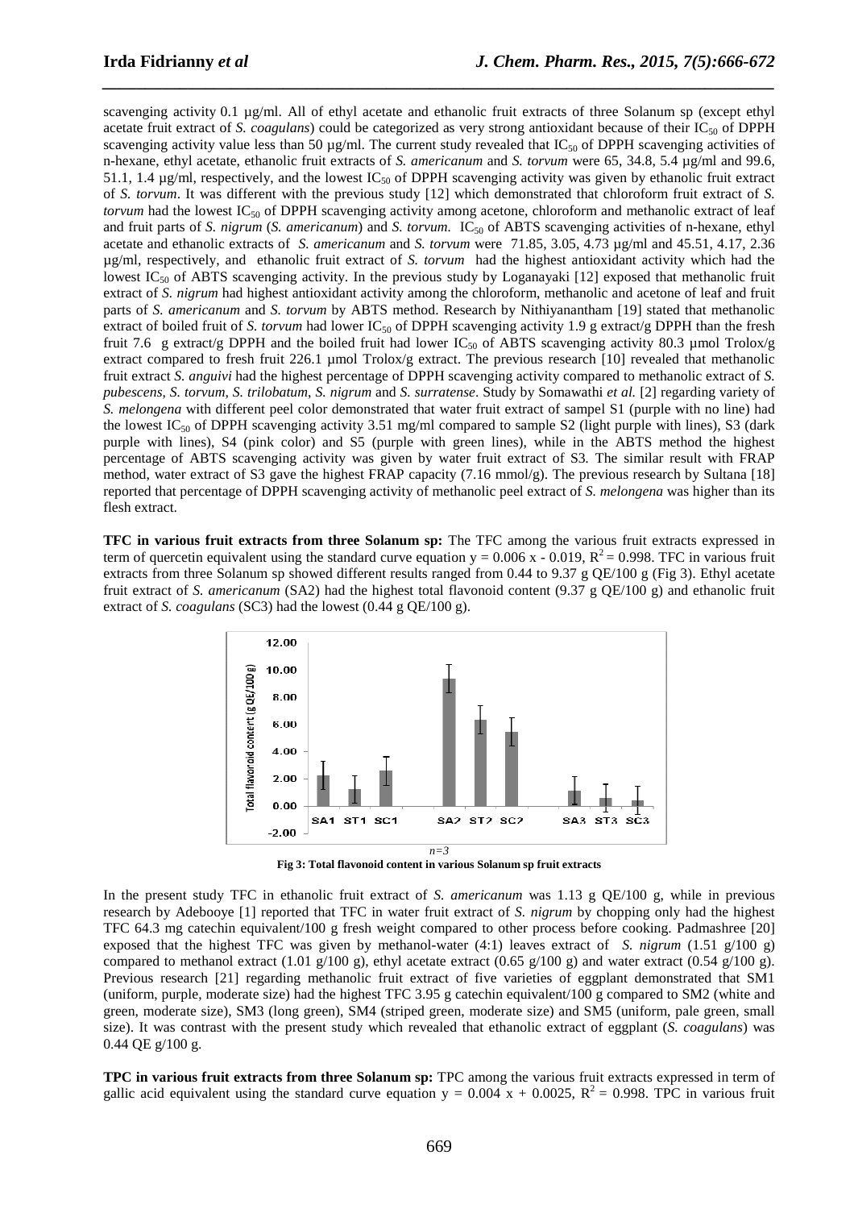scavenging activity 0.1 µg/ml. All of ethyl acetate and ethanolic fruit extracts of three Solanum sp (except ethyl acetate fruit extract of *S. coagulans*) could be categorized as very strong antioxidant because of their $IC_{50}$ of DPPH scavenging activity value less than 50 µg/ml. The current study revealed that $IC_{50}$ of DPPH scavenging activities of n-hexane, ethyl acetate, ethanolic fruit extracts of *S. americanum* and *S. torvum* were 65, 34.8, 5.4 µg/ml and 99.6, 51.1, 1.4 µg/ml, respectively, and the lowest $IC_{50}$ of DPPH scavenging activity was given by ethanolic fruit extract of *S. torvum*. It was different with the previous study [12] which demonstrated that chloroform fruit extract of *S. torvum* had the lowest $IC_{50}$ of DPPH scavenging activity among acetone, chloroform and methanolic extract of leaf and fruit parts of *S. nigrum* (*S. americanum*) and *S. torvum.* $IC_{50}$ of ABTS scavenging activities of n-hexane, ethyl acetate and ethanolic extracts of *S. americanum* and *S. torvum* were 71.85, 3.05, 4.73 µg/ml and 45.51, 4.17, 2.36 µg/ml, respectively, and ethanolic fruit extract of *S. torvum* had the highest antioxidant activity which had the lowest $IC_{50}$ of ABTS scavenging activity. In the previous study by Loganayaki [12] exposed that methanolic fruit extract of *S. nigrum* had highest antioxidant activity among the chloroform, methanolic and acetone of leaf and fruit parts of *S. americanum* and *S. torvum* by ABTS method. Research by Nithiyanantham [19] stated that methanolic extract of boiled fruit of *S. torvum* had lower $IC_{50}$ of DPPH scavenging activity 1.9 g extract/g DPPH than the fresh fruit 7.6 g extract/g DPPH and the boiled fruit had lower $IC_{50}$ of ABTS scavenging activity 80.3 µmol Trolox/g extract compared to fresh fruit 226.1 µmol Trolox/g extract. The previous research [10] revealed that methanolic fruit extract *S. anguivi* had the highest percentage of DPPH scavenging activity compared to methanolic extract of *S. pubescens*, *S. torvum*, *S. trilobatum*, *S. nigrum* and *S. surratense*. Study by Somawathi *et al.* [2] regarding variety of *S. melongena* with different peel color demonstrated that water fruit extract of sampel S1 (purple with no line) had the lowest $IC_{50}$ of DPPH scavenging activity 3.51 mg/ml compared to sample S2 (light purple with lines), S3 (dark purple with lines), S4 (pink color) and S5 (purple with green lines), while in the ABTS method the highest percentage of ABTS scavenging activity was given by water fruit extract of S3. The similar result with FRAP method, water extract of S3 gave the highest FRAP capacity (7.16 mmol/g). The previous research by Sultana [18] reported that percentage of DPPH scavenging activity of methanolic peel extract of *S. melongena* was higher than its flesh extract.

**TFC in various fruit extracts from three Solanum sp:** The TFC among the various fruit extracts expressed in term of quercetin equivalent using the standard curve equation $y = 0.006\,x - 0.019$, $R^2 = 0.998$. TFC in various fruit extracts from three Solanum sp showed different results ranged from 0.44 to 9.37 g QE/100 g (Fig 3). Ethyl acetate fruit extract of *S. americanum* (SA2) had the highest total flavonoid content (9.37 g QE/100 g) and ethanolic fruit extract of *S. coagulans* (SC3) had the lowest (0.44 g QE/100 g).

*n=3*

**Fig 3: Total flavonoid content in various Solanum sp fruit extracts**

In the present study TFC in ethanolic fruit extract of *S. americanum* was 1.13 g QE/100 g, while in previous research by Adebooye [1] reported that TFC in water fruit extract of *S. nigrum* by chopping only had the highest TFC 64.3 mg catechin equivalent/100 g fresh weight compared to other process before cooking. Padmashree [20] exposed that the highest TFC was given by methanol-water (4:1) leaves extract of *S. nigrum* (1.51 g/100 g) compared to methanol extract (1.01 g/100 g), ethyl acetate extract (0.65 g/100 g) and water extract (0.54 g/100 g). Previous research [21] regarding methanolic fruit extract of five varieties of eggplant demonstrated that SM1 (uniform, purple, moderate size) had the highest TFC 3.95 g catechin equivalent/100 g compared to SM2 (white and green, moderate size), SM3 (long green), SM4 (striped green, moderate size) and SM5 (uniform, pale green, small size). It was contrast with the present study which revealed that ethanolic extract of eggplant (*S. coagulans*) was 0.44 QE g/100 g.

**TPC in various fruit extracts from three Solanum sp:** TPC among the various fruit extracts expressed in term of gallic acid equivalent using the standard curve equation $y = 0.004\,x + 0.0025$, $R^2 = 0.998$. TPC in various fruit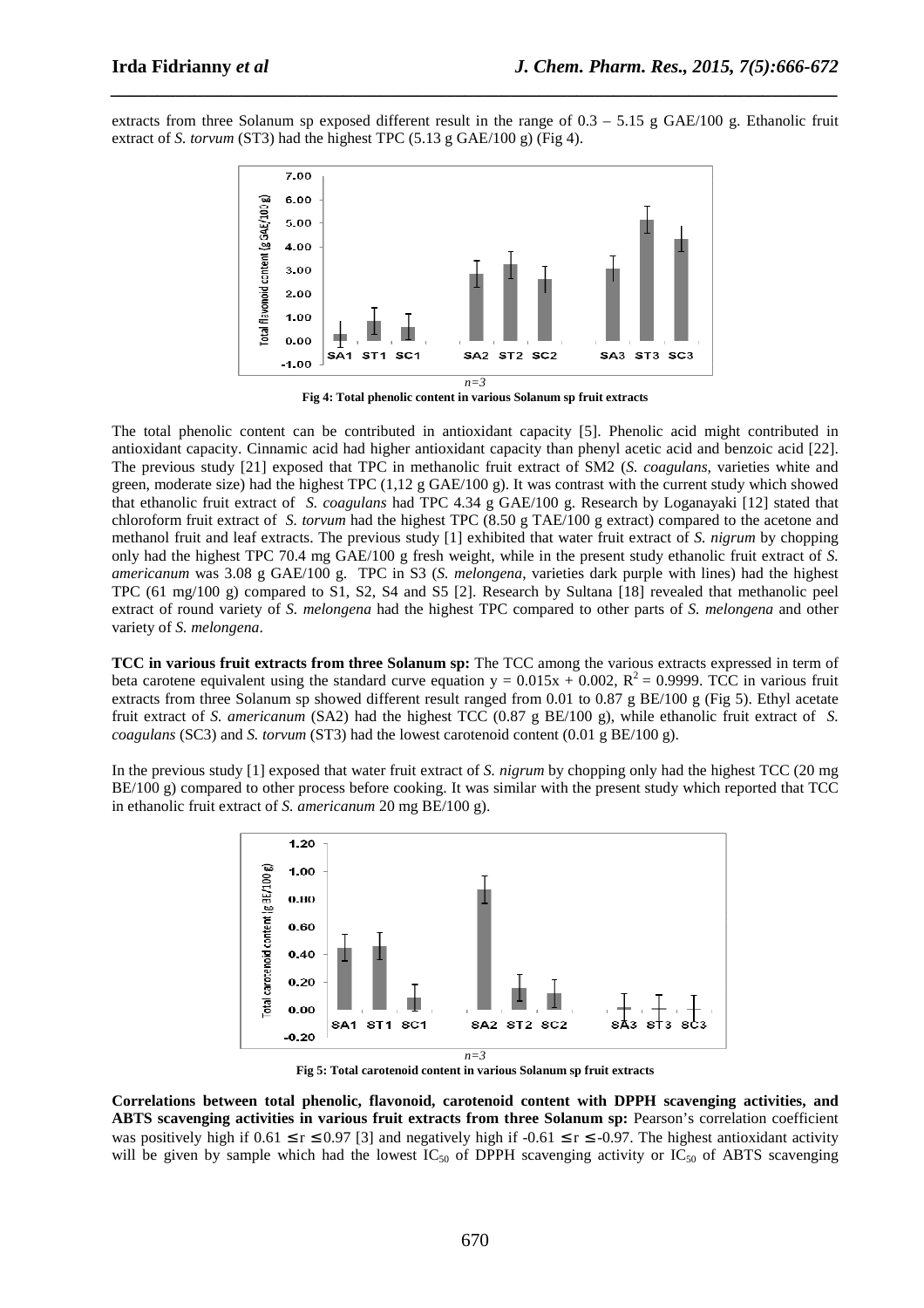extracts from three Solanum sp exposed different result in the range of 0.3 – 5.15 g GAE/100 g. Ethanolic fruit extract of *S. torvum* (ST3) had the highest TPC (5.13 g GAE/100 g) (Fig 4).

*n=3*

**Fig 4: Total phenolic content in various Solanum sp fruit extracts**

The total phenolic content can be contributed in antioxidant capacity [5]. Phenolic acid might contributed in antioxidant capacity. Cinnamic acid had higher antioxidant capacity than phenyl acetic acid and benzoic acid [22]. The previous study [21] exposed that TPC in methanolic fruit extract of SM2 (*S. coagulans,* varieties white and green, moderate size) had the highest TPC (1,12 g GAE/100 g). It was contrast with the current study which showed that ethanolic fruit extract of *S. coagulans* had TPC 4.34 g GAE/100 g. Research by Loganayaki [12] stated that chloroform fruit extract of *S. torvum* had the highest TPC (8.50 g TAE/100 g extract) compared to the acetone and methanol fruit and leaf extracts. The previous study [1] exhibited that water fruit extract of *S. nigrum* by chopping only had the highest TPC 70.4 mg GAE/100 g fresh weight, while in the present study ethanolic fruit extract of *S. americanum* was 3.08 g GAE/100 g. TPC in S3 (*S. melongena*, varieties dark purple with lines) had the highest TPC (61 mg/100 g) compared to S1, S2, S4 and S5 [2]. Research by Sultana [18] revealed that methanolic peel extract of round variety of *S. melongena* had the highest TPC compared to other parts of *S. melongena* and other variety of *S. melongena*.

**TCC in various fruit extracts from three Solanum sp:** The TCC among the various extracts expressed in term of beta carotene equivalent using the standard curve equation $y = 0.015x + 0.002$, $R^2 = 0.9999$. TCC in various fruit extracts from three Solanum sp showed different result ranged from 0.01 to 0.87 g BE/100 g (Fig 5). Ethyl acetate fruit extract of *S. americanum* (SA2) had the highest TCC (0.87 g BE/100 g), while ethanolic fruit extract of *S. coagulans* (SC3) and *S. torvum* (ST3) had the lowest carotenoid content (0.01 g BE/100 g).

In the previous study [1] exposed that water fruit extract of *S. nigrum* by chopping only had the highest TCC (20 mg BE/100 g) compared to other process before cooking. It was similar with the present study which reported that TCC in ethanolic fruit extract of *S. americanum* 20 mg BE/100 g).

*n=3*

**Fig 5: Total carotenoid content in various Solanum sp fruit extracts**

**Correlations between total phenolic, flavonoid, carotenoid content with DPPH scavenging activities, and ABTS scavenging activities in various fruit extracts from three Solanum sp:** Pearson's correlation coefficient was positively high if $0.61 \leq r \leq 0.97$ [3] and negatively high if $-0.61 \leq r \leq -0.97$. The highest antioxidant activity will be given by sample which had the lowest $IC_{50}$ of DPPH scavenging activity or $IC_{50}$ of ABTS scavenging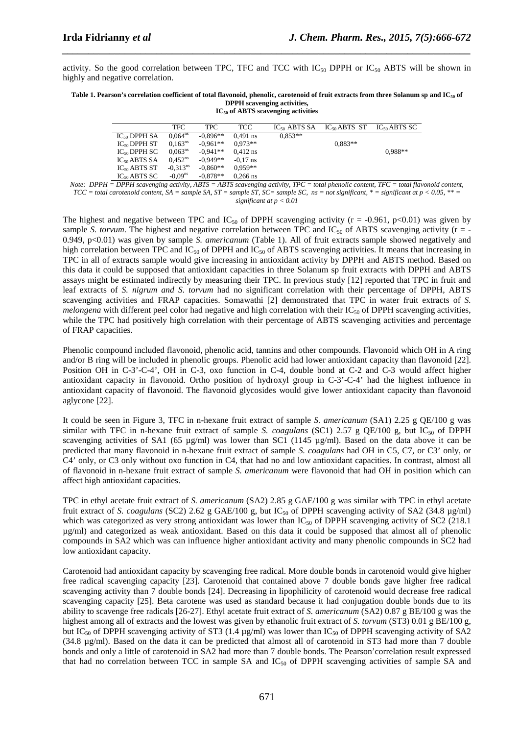activity. So the good correlation between TPC, TFC and TCC with $IC_{50}$ DPPH or $IC_{50}$ ABTS will be shown in highly and negative correlation.

**Table 1. Pearson's correlation coefficient of total flavonoid, phenolic, carotenoid of fruit extracts from three Solanum sp and $IC_{50}$ of DPPH scavenging activities, $IC_{50}$ of ABTS scavenging activities**

| | TFC | TPC | TCC | $IC_{50}$ ABTS SA | $IC_{50}$ ABTS ST | $IC_{50}$ ABTS SC |
|---|---|---|---|---|---|---|
| $IC_{50}$ DPPH SA | $0{,}064^{ns}$ | -0,896** | 0,491 ns | 0,853** | | |
| $IC_{50}$ DPPH ST | $0{,}163^{ns}$ | -0,961** | 0,973** | | 0,883** | |
| $IC_{50}$ DPPH SC | $0{,}063^{ns}$ | -0,941** | 0,412 ns | | | 0,988** |
| $IC_{50}$ ABTS SA | $0{,}452^{ns}$ | -0,949** | -0,17 ns | | | |
| $IC_{50}$ ABTS ST | $-0{,}313^{ns}$ | -0,860** | 0,959** | | | |
| $IC_{50}$ ABTS SC | $-0{,}09^{ns}$ | -0,878** | 0,266 ns | | | |

*Note: DPPH = DPPH scavenging activity, ABTS = ABTS scavenging activity, TPC = total phenolic content, TFC = total flavonoid content, TCC = total carotenoid content, SA = sample SA, ST = sample ST, SC= sample SC, ns = not significant, * = significant at $p < 0.05$, ** = significant at $p < 0.01$*

The highest and negative between TPC and $IC_{50}$ of DPPH scavenging activity ($r = -0.961$, $p<0.01$) was given by sample *S. torvum*. The highest and negative correlation between TPC and $IC_{50}$ of ABTS scavenging activity ($r = -0.949$, $p<0.01$) was given by sample *S. americanum* (Table 1). All of fruit extracts sample showed negatively and high correlation between TPC and $IC_{50}$ of DPPH and $IC_{50}$ of ABTS scavenging activities. It means that increasing in TPC in all of extracts sample would give increasing in antioxidant activity by DPPH and ABTS method. Based on this data it could be supposed that antioxidant capacities in three Solanum sp fruit extracts with DPPH and ABTS assays might be estimated indirectly by measuring their TPC. In previous study [12] reported that TPC in fruit and leaf extracts of *S. nigrum and S. torvum* had no significant correlation with their percentage of DPPH, ABTS scavenging activities and FRAP capacities. Somawathi [2] demonstrated that TPC in water fruit extracts of *S. melongena* with different peel color had negative and high correlation with their $IC_{50}$ of DPPH scavenging activities, while the TPC had positively high correlation with their percentage of ABTS scavenging activities and percentage of FRAP capacities.

Phenolic compound included flavonoid, phenolic acid, tannins and other compounds. Flavonoid which OH in A ring and/or B ring will be included in phenolic groups. Phenolic acid had lower antioxidant capacity than flavonoid [22]. Position OH in C-3'-C-4', OH in C-3, oxo function in C-4, double bond at C-2 and C-3 would affect higher antioxidant capacity in flavonoid. Ortho position of hydroxyl group in C-3'-C-4' had the highest influence in antioxidant capacity of flavonoid. The flavonoid glycosides would give lower antioxidant capacity than flavonoid aglycone [22].

It could be seen in Figure 3, TFC in n-hexane fruit extract of sample *S. americanum* (SA1) 2.25 g QE/100 g was similar with TFC in n-hexane fruit extract of sample *S. coagulans* (SC1) 2.57 g QE/100 g, but $IC_{50}$ of DPPH scavenging activities of SA1 (65 µg/ml) was lower than SC1 (1145 µg/ml). Based on the data above it can be predicted that many flavonoid in n-hexane fruit extract of sample *S. coagulans* had OH in C5, C7, or C3' only, or C4' only, or C3 only without oxo function in C4, that had no and low antioxidant capacities. In contrast, almost all of flavonoid in n-hexane fruit extract of sample *S. americanum* were flavonoid that had OH in position which can affect high antioxidant capacities.

TPC in ethyl acetate fruit extract of *S. americanum* (SA2) 2.85 g GAE/100 g was similar with TPC in ethyl acetate fruit extract of *S. coagulans* (SC2) 2.62 g GAE/100 g, but $IC_{50}$ of DPPH scavenging activity of SA2 (34.8 µg/ml) which was categorized as very strong antioxidant was lower than $IC_{50}$ of DPPH scavenging activity of SC2 (218.1 µg/ml) and categorized as weak antioxidant. Based on this data it could be supposed that almost all of phenolic compounds in SA2 which was can influence higher antioxidant activity and many phenolic compounds in SC2 had low antioxidant capacity.

Carotenoid had antioxidant capacity by scavenging free radical. More double bonds in carotenoid would give higher free radical scavenging capacity [23]. Carotenoid that contained above 7 double bonds gave higher free radical scavenging activity than 7 double bonds [24]. Decreasing in lipophilicity of carotenoid would decrease free radical scavenging capacity [25]. Beta carotene was used as standard because it had conjugation double bonds due to its ability to scavenge free radicals [26-27]. Ethyl acetate fruit extract of *S. americanum* (SA2) 0.87 g BE/100 g was the highest among all of extracts and the lowest was given by ethanolic fruit extract of *S. torvum* (ST3) 0.01 g BE/100 g, but $IC_{50}$ of DPPH scavenging activity of ST3 (1.4 µg/ml) was lower than $IC_{50}$ of DPPH scavenging activity of SA2 (34.8 µg/ml). Based on the data it can be predicted that almost all of carotenoid in ST3 had more than 7 double bonds and only a little of carotenoid in SA2 had more than 7 double bonds. The Pearson'correlation result expressed that had no correlation between TCC in sample SA and $IC_{50}$ of DPPH scavenging activities of sample SA and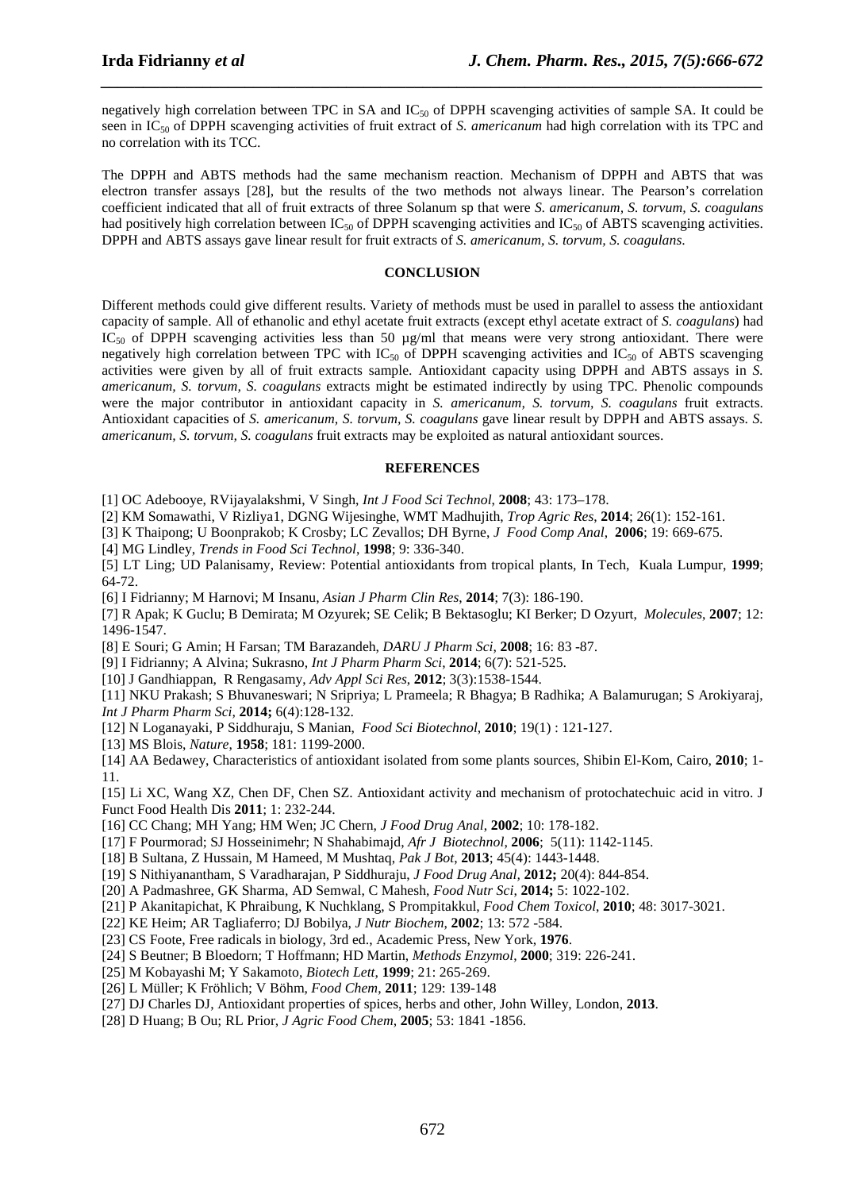negatively high correlation between TPC in SA and $IC_{50}$ of DPPH scavenging activities of sample SA. It could be seen in $IC_{50}$ of DPPH scavenging activities of fruit extract of *S. americanum* had high correlation with its TPC and no correlation with its TCC.

The DPPH and ABTS methods had the same mechanism reaction. Mechanism of DPPH and ABTS that was electron transfer assays [28], but the results of the two methods not always linear. The Pearson's correlation coefficient indicated that all of fruit extracts of three Solanum sp that were *S. americanum, S. torvum, S. coagulans* had positively high correlation between $IC_{50}$ of DPPH scavenging activities and $IC_{50}$ of ABTS scavenging activities. DPPH and ABTS assays gave linear result for fruit extracts of *S. americanum, S. torvum, S. coagulans.*

## CONCLUSION

Different methods could give different results. Variety of methods must be used in parallel to assess the antioxidant capacity of sample. All of ethanolic and ethyl acetate fruit extracts (except ethyl acetate extract of *S. coagulans*) had $IC_{50}$ of DPPH scavenging activities less than 50 µg/ml that means were very strong antioxidant. There were negatively high correlation between TPC with $IC_{50}$ of DPPH scavenging activities and $IC_{50}$ of ABTS scavenging activities were given by all of fruit extracts sample. Antioxidant capacity using DPPH and ABTS assays in *S. americanum, S. torvum, S. coagulans* extracts might be estimated indirectly by using TPC. Phenolic compounds were the major contributor in antioxidant capacity in *S. americanum, S. torvum, S. coagulans* fruit extracts. Antioxidant capacities of *S. americanum, S. torvum, S. coagulans* gave linear result by DPPH and ABTS assays. *S. americanum, S. torvum, S. coagulans* fruit extracts may be exploited as natural antioxidant sources.

## REFERENCES

[1] OC Adebooye, RVijayalakshmi, V Singh, *Int J Food Sci Technol*, **2008**; 43: 173–178.

[2] KM Somawathi, V Rizliya1, DGNG Wijesinghe, WMT Madhujith, *Trop Agric Res*, **2014**; 26(1): 152-161.

[3] K Thaipong; U Boonprakob; K Crosby; LC Zevallos; DH Byrne, *J Food Comp Anal*, **2006**; 19: 669-675.

[4] MG Lindley, *Trends in Food Sci Technol*, **1998**; 9: 336-340.

[5] LT Ling; UD Palanisamy, Review: Potential antioxidants from tropical plants, In Tech, Kuala Lumpur, **1999**; 64-72.

[6] I Fidrianny; M Harnovi; M Insanu, *Asian J Pharm Clin Res*, **2014**; 7(3): 186-190.

[7] R Apak; K Guclu; B Demirata; M Ozyurek; SE Celik; B Bektasoglu; KI Berker; D Ozyurt, *Molecules*, **2007**; 12: 1496-1547.

[8] E Souri; G Amin; H Farsan; TM Barazandeh, *DARU J Pharm Sci*, **2008**; 16: 83 -87.

[9] I Fidrianny; A Alvina; Sukrasno, *Int J Pharm Pharm Sci*, **2014**; 6(7): 521-525.

[10] J Gandhiappan, R Rengasamy, *Adv Appl Sci Res*, **2012**; 3(3):1538-1544.

[11] NKU Prakash; S Bhuvaneswari; N Sripriya; L Prameela; R Bhagya; B Radhika; A Balamurugan; S Arokiyaraj, *Int J Pharm Pharm Sci*, **2014;** 6(4):128-132.

[12] N Loganayaki, P Siddhuraju, S Manian, *Food Sci Biotechnol*, **2010**; 19(1) : 121-127.

[13] MS Blois, *Nature*, **1958**; 181: 1199-2000.

[14] AA Bedawey, Characteristics of antioxidant isolated from some plants sources, Shibin El-Kom, Cairo, **2010**; 1-11.

[15] Li XC, Wang XZ, Chen DF, Chen SZ. Antioxidant activity and mechanism of protochatechuic acid in vitro. J Funct Food Health Dis **2011**; 1: 232-244.

[16] CC Chang; MH Yang; HM Wen; JC Chern, *J Food Drug Anal*, **2002**; 10: 178-182.

[17] F Pourmorad; SJ Hosseinimehr; N Shahabimajd, *Afr J Biotechnol*, **2006**; 5(11): 1142-1145.

[18] B Sultana, Z Hussain, M Hameed, M Mushtaq, *Pak J Bot*, **2013**; 45(4): 1443-1448.

[19] S Nithiyanantham, S Varadharajan, P Siddhuraju, *J Food Drug Anal*, **2012;** 20(4): 844-854.

[20] A Padmashree, GK Sharma, AD Semwal, C Mahesh, *Food Nutr Sci*, **2014;** 5: 1022-102.

[21] P Akanitapichat, K Phraibung, K Nuchklang, S Prompitakkul, *Food Chem Toxicol*, **2010**; 48: 3017-3021.

[22] KE Heim; AR Tagliaferro; DJ Bobilya, *J Nutr Biochem*, **2002**; 13: 572 -584.

[23] CS Foote, Free radicals in biology, 3rd ed., Academic Press, New York, **1976**.

[24] S Beutner; B Bloedorn; T Hoffmann; HD Martin, *Methods Enzymol*, **2000**; 319: 226-241.

[25] M Kobayashi M; Y Sakamoto, *Biotech Lett*, **1999**; 21: 265-269.

[26] L Müller; K Fröhlich; V Böhm, *Food Chem*, **2011**; 129: 139-148

[27] DJ Charles DJ, Antioxidant properties of spices, herbs and other, John Willey, London, **2013**.

[28] D Huang; B Ou; RL Prior, *J Agric Food Chem*, **2005**; 53: 1841 -1856.